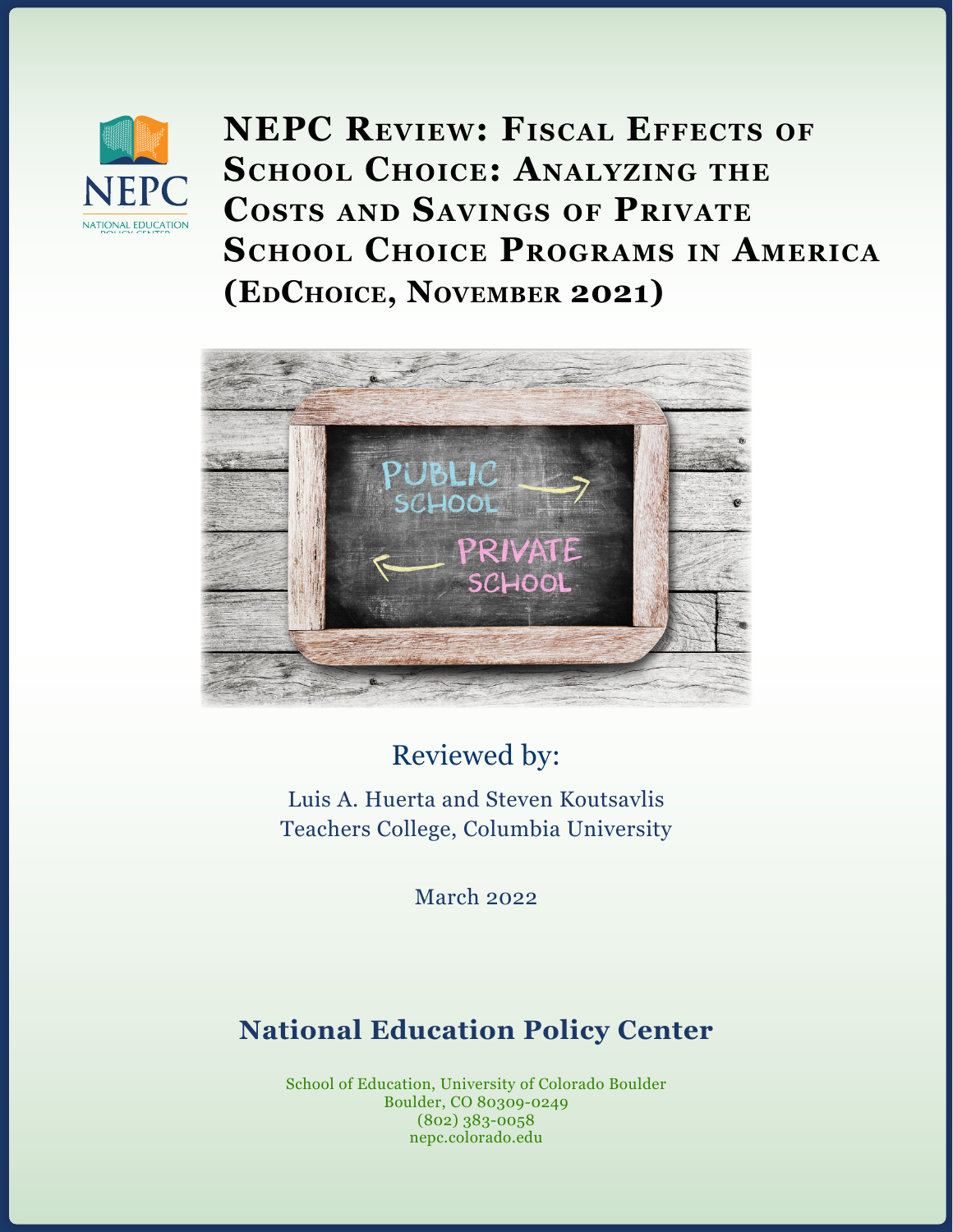NEPC
NATIONAL EDUCATION POLICY CENTER

# NEPC Review: Fiscal Effects of School Choice: Analyzing the Costs and Savings of Private School Choice Programs in America (EdChoice, November 2021)

Reviewed by:

Luis A. Huerta and Steven Koutsavlis
Teachers College, Columbia University

March 2022

## National Education Policy Center

School of Education, University of Colorado Boulder
Boulder, CO 80309-0249
(802) 383-0058
nepc.colorado.edu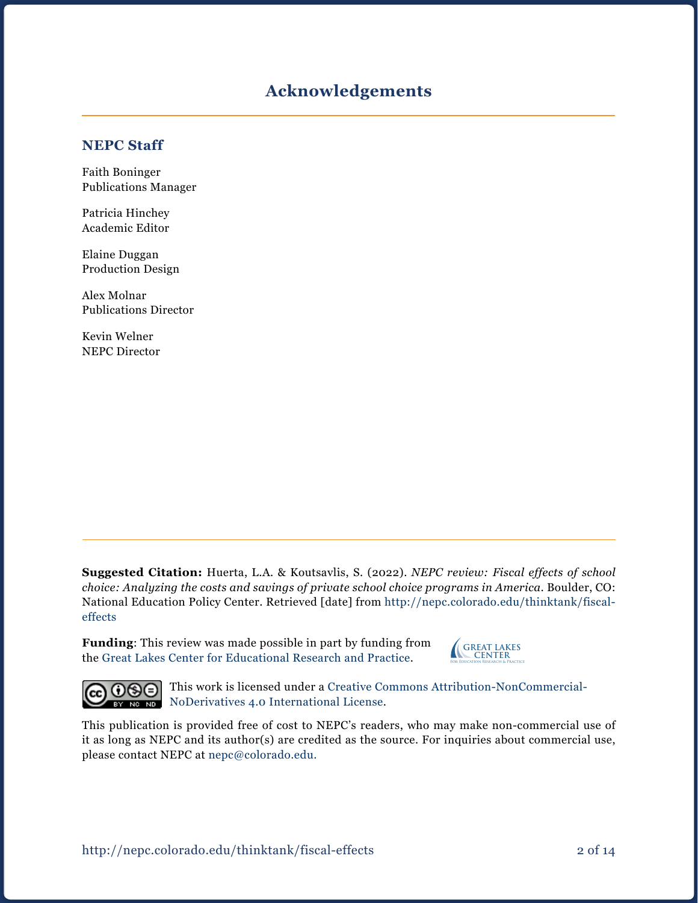# Acknowledgements

## NEPC Staff

Faith Boninger
Publications Manager

Patricia Hinchey
Academic Editor

Elaine Duggan
Production Design

Alex Molnar
Publications Director

Kevin Welner
NEPC Director

**Suggested Citation:** Huerta, L.A. & Koutsavlis, S. (2022). *NEPC review: Fiscal effects of school choice: Analyzing the costs and savings of private school choice programs in America*. Boulder, CO: National Education Policy Center. Retrieved [date] from http://nepc.colorado.edu/thinktank/fiscal-effects

**Funding**: This review was made possible in part by funding from the Great Lakes Center for Educational Research and Practice.

This work is licensed under a Creative Commons Attribution-NonCommercial-NoDerivatives 4.0 International License.

This publication is provided free of cost to NEPC's readers, who may make non-commercial use of it as long as NEPC and its author(s) are credited as the source. For inquiries about commercial use, please contact NEPC at nepc@colorado.edu.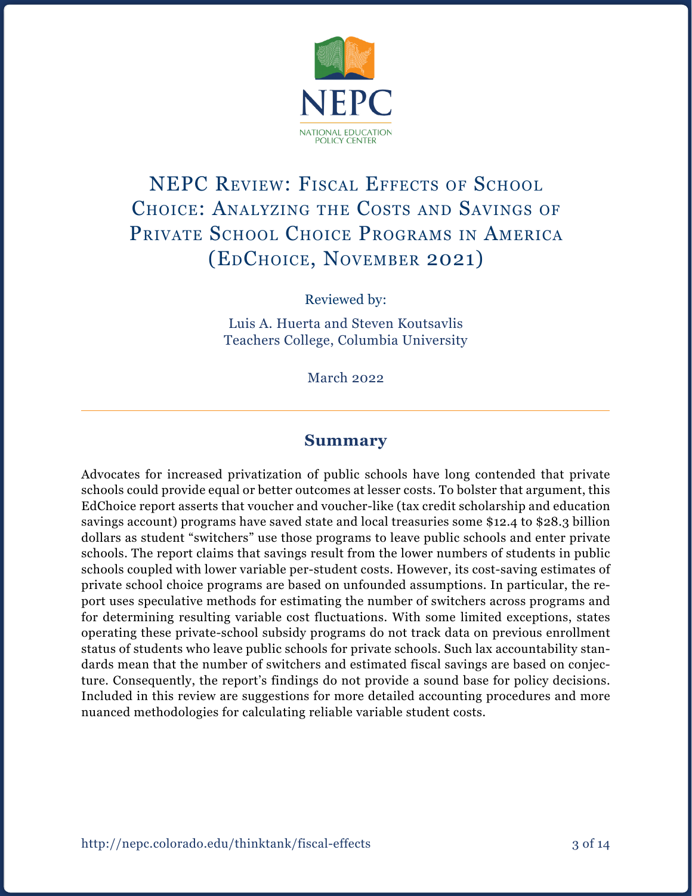NEPC

NATIONAL EDUCATION POLICY CENTER

# NEPC Review: Fiscal Effects of School Choice: Analyzing the Costs and Savings of Private School Choice Programs in America (EdChoice, November 2021)

Reviewed by:

Luis A. Huerta and Steven Koutsavlis
Teachers College, Columbia University

March 2022

---

## Summary

Advocates for increased privatization of public schools have long contended that private schools could provide equal or better outcomes at lesser costs. To bolster that argument, this EdChoice report asserts that voucher and voucher-like (tax credit scholarship and education savings account) programs have saved state and local treasuries some $12.4 to $28.3 billion dollars as student "switchers" use those programs to leave public schools and enter private schools. The report claims that savings result from the lower numbers of students in public schools coupled with lower variable per-student costs. However, its cost-saving estimates of private school choice programs are based on unfounded assumptions. In particular, the report uses speculative methods for estimating the number of switchers across programs and for determining resulting variable cost fluctuations. With some limited exceptions, states operating these private-school subsidy programs do not track data on previous enrollment status of students who leave public schools for private schools. Such lax accountability standards mean that the number of switchers and estimated fiscal savings are based on conjecture. Consequently, the report's findings do not provide a sound base for policy decisions. Included in this review are suggestions for more detailed accounting procedures and more nuanced methodologies for calculating reliable variable student costs.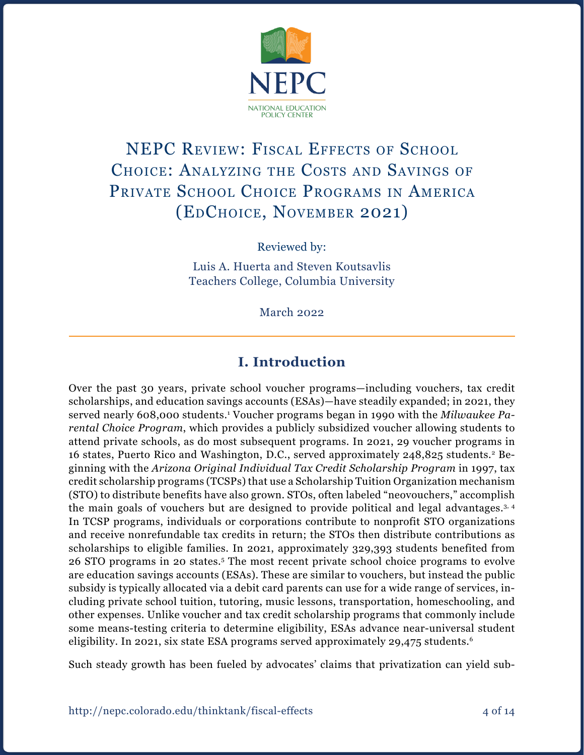NATIONAL EDUCATION POLICY CENTER

# NEPC Review: Fiscal Effects of School Choice: Analyzing the Costs and Savings of Private School Choice Programs in America (EdChoice, November 2021)

Reviewed by:

Luis A. Huerta and Steven Koutsavlis
Teachers College, Columbia University

March 2022

## I. Introduction

Over the past 30 years, private school voucher programs—including vouchers, tax credit scholarships, and education savings accounts (ESAs)—have steadily expanded; in 2021, they served nearly 608,000 students.[1] Voucher programs began in 1990 with the *Milwaukee Parental Choice Program*, which provides a publicly subsidized voucher allowing students to attend private schools, as do most subsequent programs. In 2021, 29 voucher programs in 16 states, Puerto Rico and Washington, D.C., served approximately 248,825 students.[2] Beginning with the *Arizona Original Individual Tax Credit Scholarship Program* in 1997, tax credit scholarship programs (TCSPs) that use a Scholarship Tuition Organization mechanism (STO) to distribute benefits have also grown. STOs, often labeled "neovouchers," accomplish the main goals of vouchers but are designed to provide political and legal advantages.[3, 4] In TCSP programs, individuals or corporations contribute to nonprofit STO organizations and receive nonrefundable tax credits in return; the STOs then distribute contributions as scholarships to eligible families. In 2021, approximately 329,393 students benefited from 26 STO programs in 20 states.[5] The most recent private school choice programs to evolve are education savings accounts (ESAs). These are similar to vouchers, but instead the public subsidy is typically allocated via a debit card parents can use for a wide range of services, including private school tuition, tutoring, music lessons, transportation, homeschooling, and other expenses. Unlike voucher and tax credit scholarship programs that commonly include some means-testing criteria to determine eligibility, ESAs advance near-universal student eligibility. In 2021, six state ESA programs served approximately 29,475 students.[6]

Such steady growth has been fueled by advocates' claims that privatization can yield sub-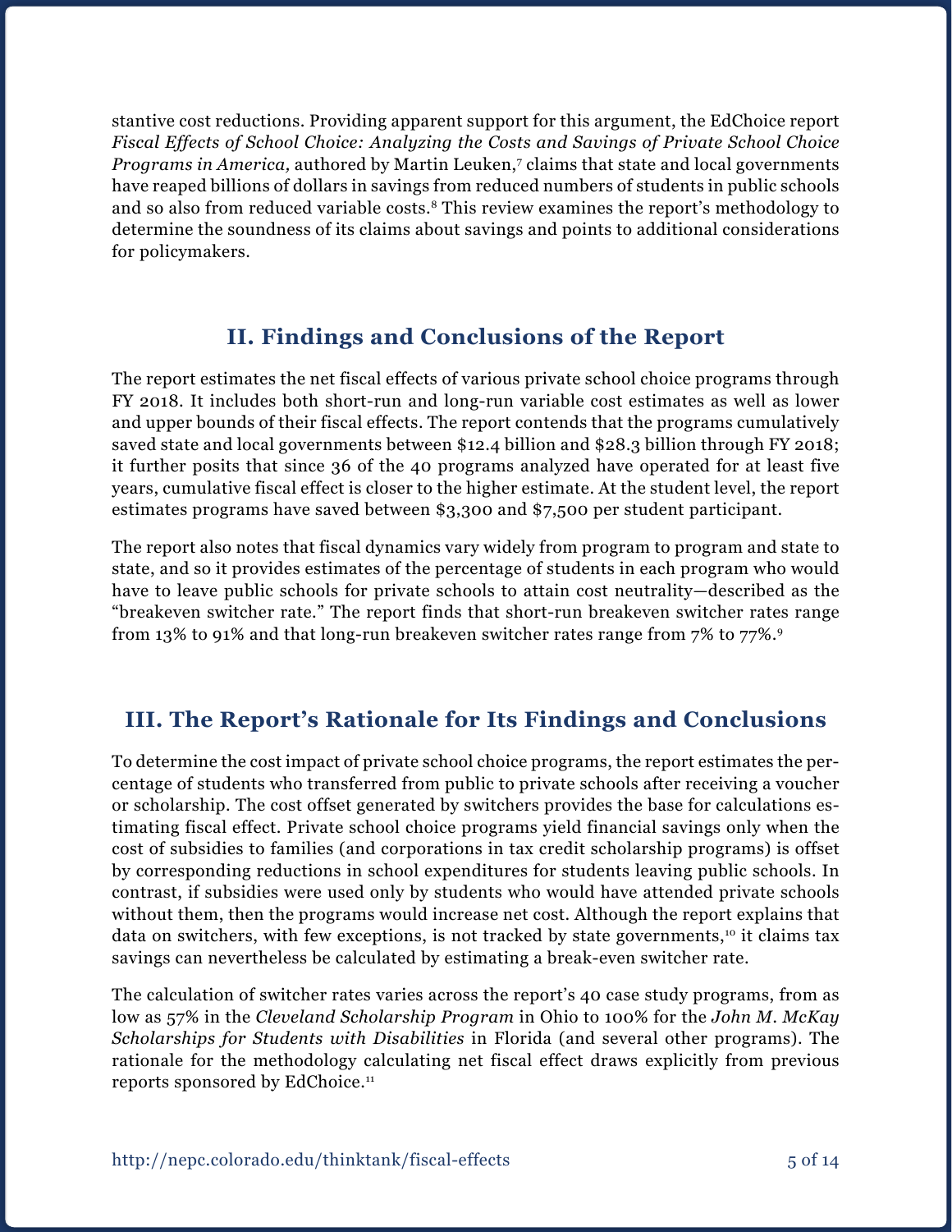stantive cost reductions. Providing apparent support for this argument, the EdChoice report *Fiscal Effects of School Choice: Analyzing the Costs and Savings of Private School Choice Programs in America,* authored by Martin Leuken,[7] claims that state and local governments have reaped billions of dollars in savings from reduced numbers of students in public schools and so also from reduced variable costs.[8] This review examines the report's methodology to determine the soundness of its claims about savings and points to additional considerations for policymakers.

## II. Findings and Conclusions of the Report

The report estimates the net fiscal effects of various private school choice programs through FY 2018. It includes both short-run and long-run variable cost estimates as well as lower and upper bounds of their fiscal effects. The report contends that the programs cumulatively saved state and local governments between $12.4 billion and $28.3 billion through FY 2018; it further posits that since 36 of the 40 programs analyzed have operated for at least five years, cumulative fiscal effect is closer to the higher estimate. At the student level, the report estimates programs have saved between $3,300 and $7,500 per student participant.

The report also notes that fiscal dynamics vary widely from program to program and state to state, and so it provides estimates of the percentage of students in each program who would have to leave public schools for private schools to attain cost neutrality—described as the "breakeven switcher rate." The report finds that short-run breakeven switcher rates range from 13% to 91% and that long-run breakeven switcher rates range from 7% to 77%.[9]

## III. The Report's Rationale for Its Findings and Conclusions

To determine the cost impact of private school choice programs, the report estimates the percentage of students who transferred from public to private schools after receiving a voucher or scholarship. The cost offset generated by switchers provides the base for calculations estimating fiscal effect. Private school choice programs yield financial savings only when the cost of subsidies to families (and corporations in tax credit scholarship programs) is offset by corresponding reductions in school expenditures for students leaving public schools. In contrast, if subsidies were used only by students who would have attended private schools without them, then the programs would increase net cost. Although the report explains that data on switchers, with few exceptions, is not tracked by state governments,[10] it claims tax savings can nevertheless be calculated by estimating a break-even switcher rate.

The calculation of switcher rates varies across the report's 40 case study programs, from as low as 57% in the *Cleveland Scholarship Program* in Ohio to 100% for the *John M. McKay Scholarships for Students with Disabilities* in Florida (and several other programs). The rationale for the methodology calculating net fiscal effect draws explicitly from previous reports sponsored by EdChoice.[11]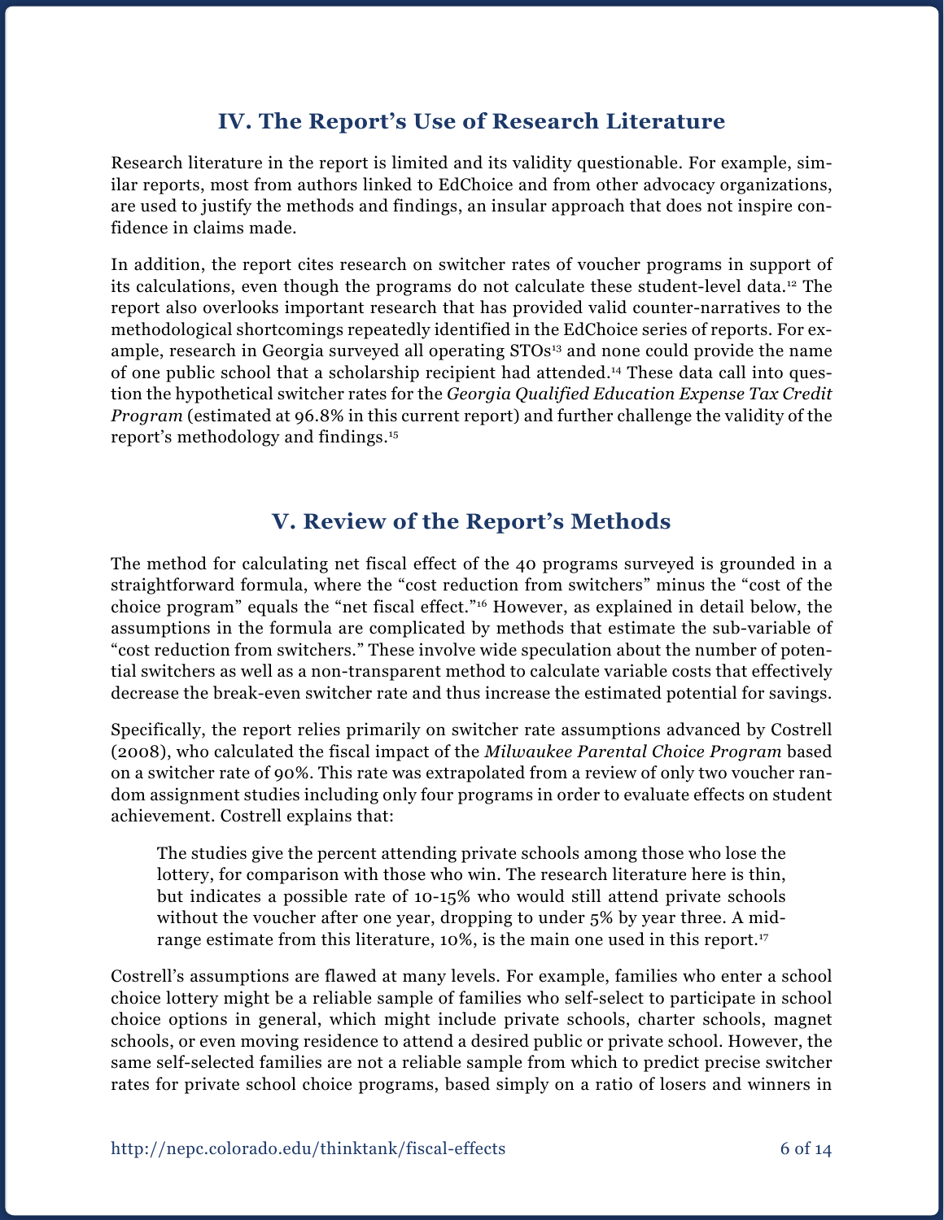## IV. The Report's Use of Research Literature

Research literature in the report is limited and its validity questionable. For example, similar reports, most from authors linked to EdChoice and from other advocacy organizations, are used to justify the methods and findings, an insular approach that does not inspire confidence in claims made.

In addition, the report cites research on switcher rates of voucher programs in support of its calculations, even though the programs do not calculate these student-level data.[12] The report also overlooks important research that has provided valid counter-narratives to the methodological shortcomings repeatedly identified in the EdChoice series of reports. For example, research in Georgia surveyed all operating STOs[13] and none could provide the name of one public school that a scholarship recipient had attended.[14] These data call into question the hypothetical switcher rates for the *Georgia Qualified Education Expense Tax Credit Program* (estimated at 96.8% in this current report) and further challenge the validity of the report's methodology and findings.[15]

## V. Review of the Report's Methods

The method for calculating net fiscal effect of the 40 programs surveyed is grounded in a straightforward formula, where the "cost reduction from switchers" minus the "cost of the choice program" equals the "net fiscal effect."[16] However, as explained in detail below, the assumptions in the formula are complicated by methods that estimate the sub-variable of "cost reduction from switchers." These involve wide speculation about the number of potential switchers as well as a non-transparent method to calculate variable costs that effectively decrease the break-even switcher rate and thus increase the estimated potential for savings.

Specifically, the report relies primarily on switcher rate assumptions advanced by Costrell (2008), who calculated the fiscal impact of the *Milwaukee Parental Choice Program* based on a switcher rate of 90%. This rate was extrapolated from a review of only two voucher random assignment studies including only four programs in order to evaluate effects on student achievement. Costrell explains that:

> The studies give the percent attending private schools among those who lose the lottery, for comparison with those who win. The research literature here is thin, but indicates a possible rate of 10-15% who would still attend private schools without the voucher after one year, dropping to under 5% by year three. A mid-range estimate from this literature, 10%, is the main one used in this report.[17]

Costrell's assumptions are flawed at many levels. For example, families who enter a school choice lottery might be a reliable sample of families who self-select to participate in school choice options in general, which might include private schools, charter schools, magnet schools, or even moving residence to attend a desired public or private school. However, the same self-selected families are not a reliable sample from which to predict precise switcher rates for private school choice programs, based simply on a ratio of losers and winners in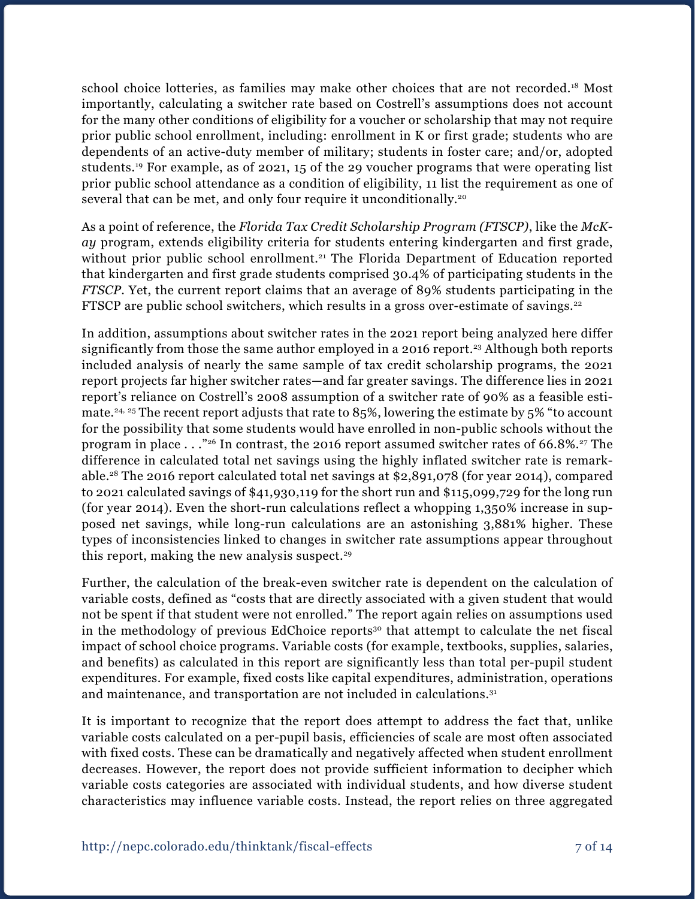school choice lotteries, as families may make other choices that are not recorded.[18] Most importantly, calculating a switcher rate based on Costrell's assumptions does not account for the many other conditions of eligibility for a voucher or scholarship that may not require prior public school enrollment, including: enrollment in K or first grade; students who are dependents of an active-duty member of military; students in foster care; and/or, adopted students.[19] For example, as of 2021, 15 of the 29 voucher programs that were operating list prior public school attendance as a condition of eligibility, 11 list the requirement as one of several that can be met, and only four require it unconditionally.[20]

As a point of reference, the *Florida Tax Credit Scholarship Program (FTSCP)*, like the *McKay* program, extends eligibility criteria for students entering kindergarten and first grade, without prior public school enrollment.[21] The Florida Department of Education reported that kindergarten and first grade students comprised 30.4% of participating students in the *FTSCP*. Yet, the current report claims that an average of 89% students participating in the FTSCP are public school switchers, which results in a gross over-estimate of savings.[22]

In addition, assumptions about switcher rates in the 2021 report being analyzed here differ significantly from those the same author employed in a 2016 report.[23] Although both reports included analysis of nearly the same sample of tax credit scholarship programs, the 2021 report projects far higher switcher rates—and far greater savings. The difference lies in 2021 report's reliance on Costrell's 2008 assumption of a switcher rate of 90% as a feasible estimate.[24, 25] The recent report adjusts that rate to 85%, lowering the estimate by 5% "to account for the possibility that some students would have enrolled in non-public schools without the program in place . . ."[26] In contrast, the 2016 report assumed switcher rates of 66.8%.[27] The difference in calculated total net savings using the highly inflated switcher rate is remarkable.[28] The 2016 report calculated total net savings at $2,891,078 (for year 2014), compared to 2021 calculated savings of $41,930,119 for the short run and $115,099,729 for the long run (for year 2014). Even the short-run calculations reflect a whopping 1,350% increase in supposed net savings, while long-run calculations are an astonishing 3,881% higher. These types of inconsistencies linked to changes in switcher rate assumptions appear throughout this report, making the new analysis suspect.[29]

Further, the calculation of the break-even switcher rate is dependent on the calculation of variable costs, defined as "costs that are directly associated with a given student that would not be spent if that student were not enrolled." The report again relies on assumptions used in the methodology of previous EdChoice reports[30] that attempt to calculate the net fiscal impact of school choice programs. Variable costs (for example, textbooks, supplies, salaries, and benefits) as calculated in this report are significantly less than total per-pupil student expenditures. For example, fixed costs like capital expenditures, administration, operations and maintenance, and transportation are not included in calculations.[31]

It is important to recognize that the report does attempt to address the fact that, unlike variable costs calculated on a per-pupil basis, efficiencies of scale are most often associated with fixed costs. These can be dramatically and negatively affected when student enrollment decreases. However, the report does not provide sufficient information to decipher which variable costs categories are associated with individual students, and how diverse student characteristics may influence variable costs. Instead, the report relies on three aggregated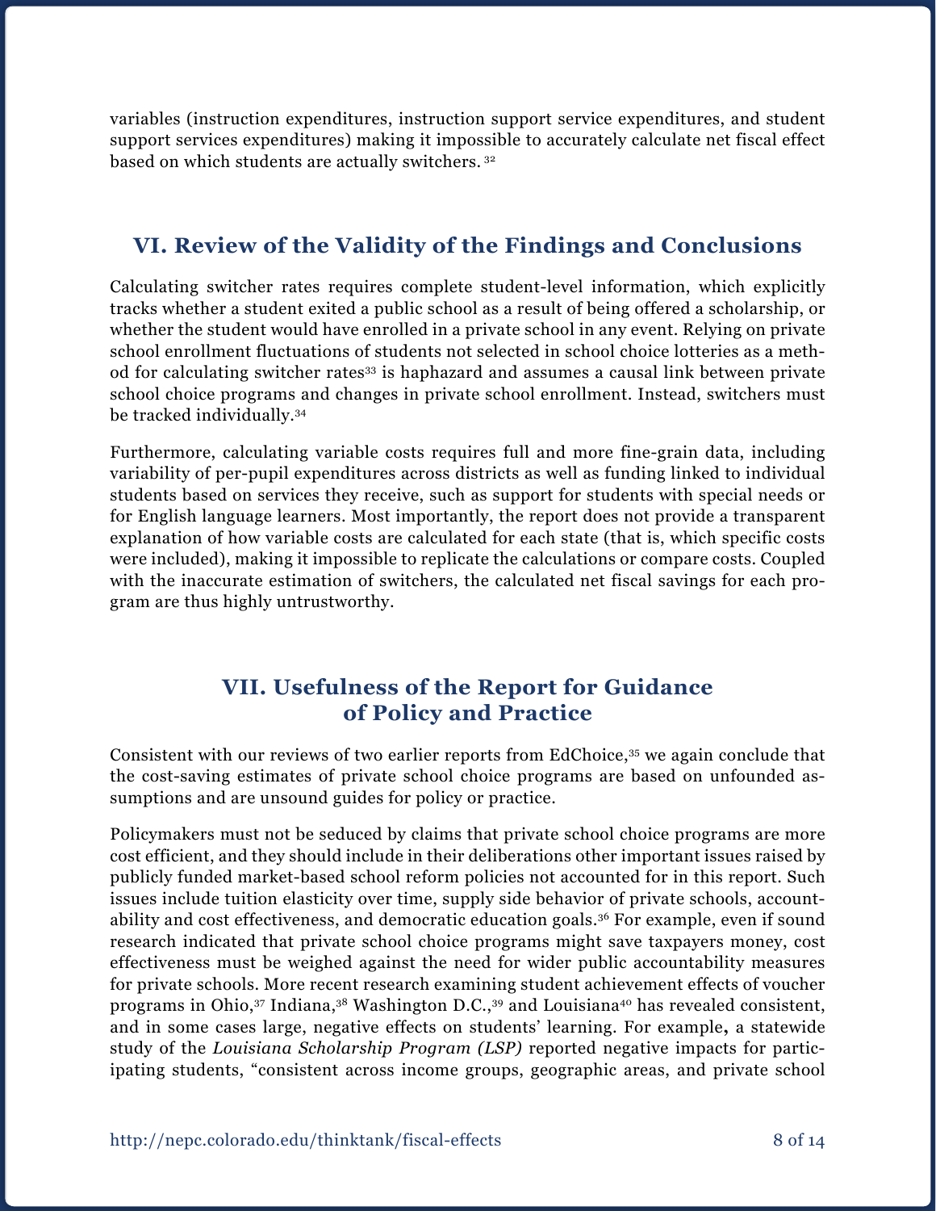variables (instruction expenditures, instruction support service expenditures, and student support services expenditures) making it impossible to accurately calculate net fiscal effect based on which students are actually switchers. [32]

## VI. Review of the Validity of the Findings and Conclusions

Calculating switcher rates requires complete student-level information, which explicitly tracks whether a student exited a public school as a result of being offered a scholarship, or whether the student would have enrolled in a private school in any event. Relying on private school enrollment fluctuations of students not selected in school choice lotteries as a method for calculating switcher rates[33] is haphazard and assumes a causal link between private school choice programs and changes in private school enrollment. Instead, switchers must be tracked individually.[34]

Furthermore, calculating variable costs requires full and more fine-grain data, including variability of per-pupil expenditures across districts as well as funding linked to individual students based on services they receive, such as support for students with special needs or for English language learners. Most importantly, the report does not provide a transparent explanation of how variable costs are calculated for each state (that is, which specific costs were included), making it impossible to replicate the calculations or compare costs. Coupled with the inaccurate estimation of switchers, the calculated net fiscal savings for each program are thus highly untrustworthy.

## VII. Usefulness of the Report for Guidance of Policy and Practice

Consistent with our reviews of two earlier reports from EdChoice,[35] we again conclude that the cost-saving estimates of private school choice programs are based on unfounded assumptions and are unsound guides for policy or practice.

Policymakers must not be seduced by claims that private school choice programs are more cost efficient, and they should include in their deliberations other important issues raised by publicly funded market-based school reform policies not accounted for in this report. Such issues include tuition elasticity over time, supply side behavior of private schools, accountability and cost effectiveness, and democratic education goals.[36] For example, even if sound research indicated that private school choice programs might save taxpayers money, cost effectiveness must be weighed against the need for wider public accountability measures for private schools. More recent research examining student achievement effects of voucher programs in Ohio,[37] Indiana,[38] Washington D.C.,[39] and Louisiana[40] has revealed consistent, and in some cases large, negative effects on students' learning. For example**,** a statewide study of the *Louisiana Scholarship Program (LSP)* reported negative impacts for participating students, "consistent across income groups, geographic areas, and private school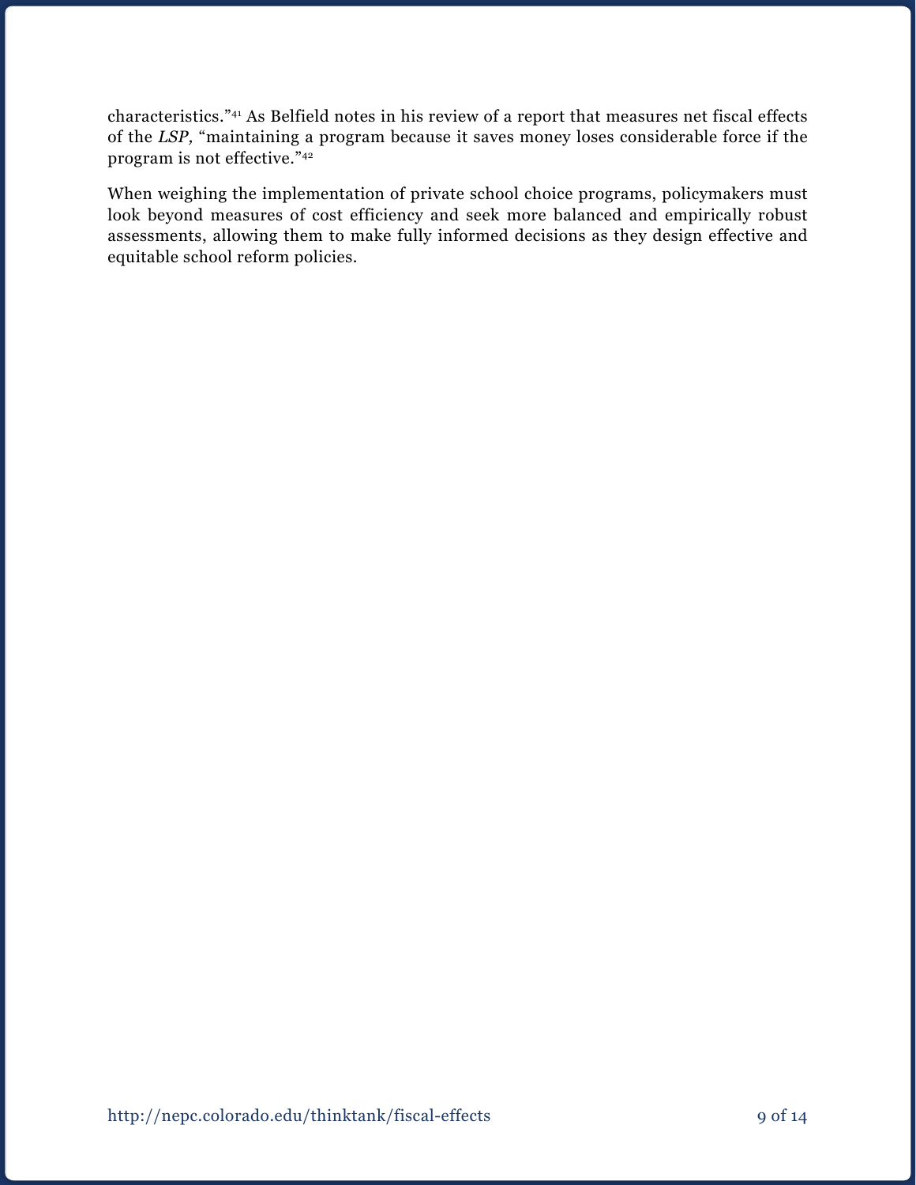characteristics."[41] As Belfield notes in his review of a report that measures net fiscal effects of the *LSP,* "maintaining a program because it saves money loses considerable force if the program is not effective."[42]

When weighing the implementation of private school choice programs, policymakers must look beyond measures of cost efficiency and seek more balanced and empirically robust assessments, allowing them to make fully informed decisions as they design effective and equitable school reform policies.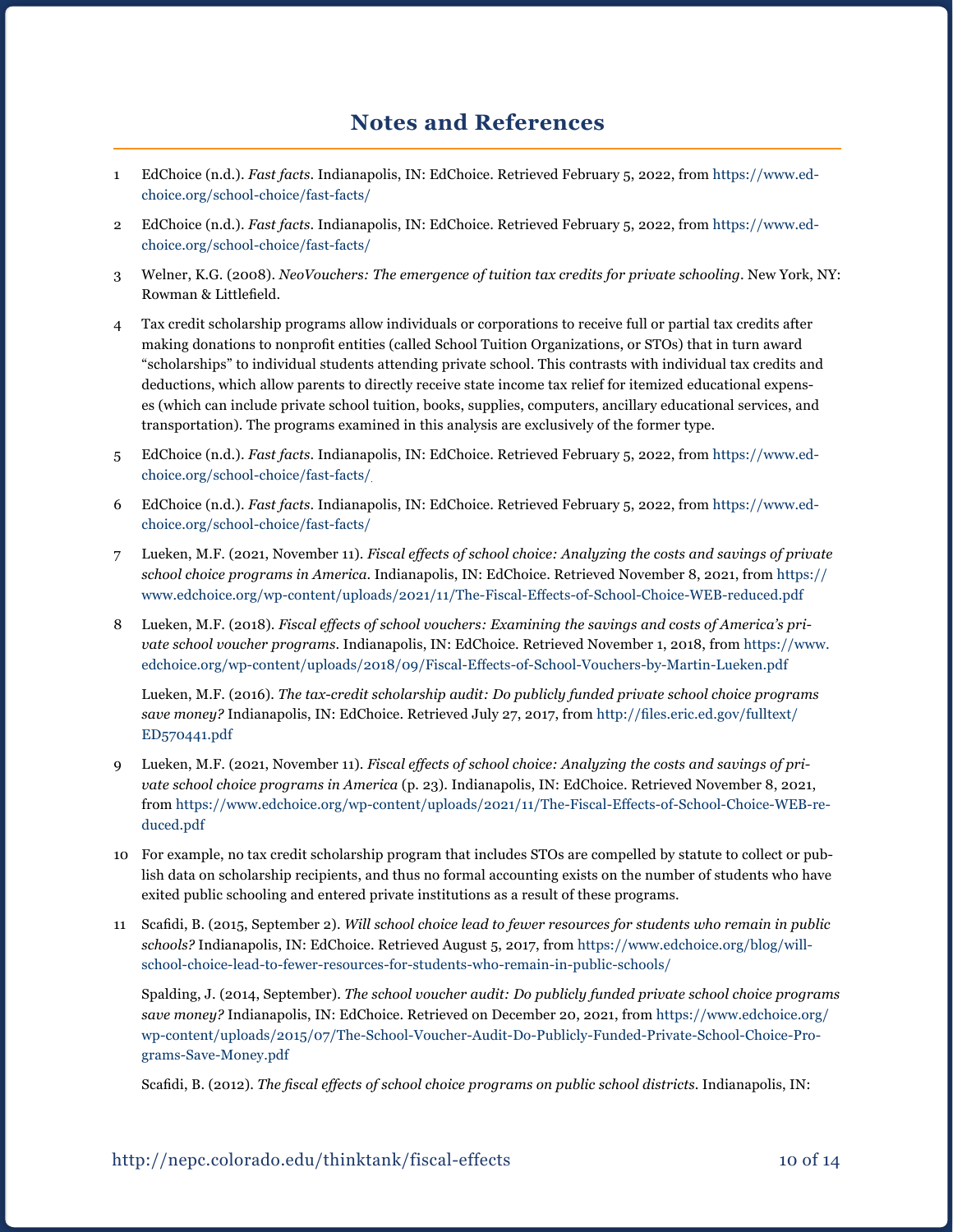# Notes and References

1. EdChoice (n.d.). *Fast facts*. Indianapolis, IN: EdChoice. Retrieved February 5, 2022, from https://www.edchoice.org/school-choice/fast-facts/

2. EdChoice (n.d.). *Fast facts*. Indianapolis, IN: EdChoice. Retrieved February 5, 2022, from https://www.edchoice.org/school-choice/fast-facts/

3. Welner, K.G. (2008). *NeoVouchers: The emergence of tuition tax credits for private schooling*. New York, NY: Rowman & Littlefield.

4. Tax credit scholarship programs allow individuals or corporations to receive full or partial tax credits after making donations to nonprofit entities (called School Tuition Organizations, or STOs) that in turn award "scholarships" to individual students attending private school. This contrasts with individual tax credits and deductions, which allow parents to directly receive state income tax relief for itemized educational expenses (which can include private school tuition, books, supplies, computers, ancillary educational services, and transportation). The programs examined in this analysis are exclusively of the former type.

5. EdChoice (n.d.). *Fast facts*. Indianapolis, IN: EdChoice. Retrieved February 5, 2022, from https://www.edchoice.org/school-choice/fast-facts/

6. EdChoice (n.d.). *Fast facts*. Indianapolis, IN: EdChoice. Retrieved February 5, 2022, from https://www.edchoice.org/school-choice/fast-facts/

7. Lueken, M.F. (2021, November 11). *Fiscal effects of school choice: Analyzing the costs and savings of private school choice programs in America*. Indianapolis, IN: EdChoice. Retrieved November 8, 2021, from https://www.edchoice.org/wp-content/uploads/2021/11/The-Fiscal-Effects-of-School-Choice-WEB-reduced.pdf

8. Lueken, M.F. (2018). *Fiscal effects of school vouchers: Examining the savings and costs of America's private school voucher programs*. Indianapolis, IN: EdChoice. Retrieved November 1, 2018, from https://www.edchoice.org/wp-content/uploads/2018/09/Fiscal-Effects-of-School-Vouchers-by-Martin-Lueken.pdf

   Lueken, M.F. (2016). *The tax-credit scholarship audit: Do publicly funded private school choice programs save money?* Indianapolis, IN: EdChoice. Retrieved July 27, 2017, from http://files.eric.ed.gov/fulltext/ED570441.pdf

9. Lueken, M.F. (2021, November 11). *Fiscal effects of school choice: Analyzing the costs and savings of private school choice programs in America* (p. 23). Indianapolis, IN: EdChoice. Retrieved November 8, 2021, from https://www.edchoice.org/wp-content/uploads/2021/11/The-Fiscal-Effects-of-School-Choice-WEB-reduced.pdf

10. For example, no tax credit scholarship program that includes STOs are compelled by statute to collect or publish data on scholarship recipients, and thus no formal accounting exists on the number of students who have exited public schooling and entered private institutions as a result of these programs.

11. Scafidi, B. (2015, September 2). *Will school choice lead to fewer resources for students who remain in public schools?* Indianapolis, IN: EdChoice. Retrieved August 5, 2017, from https://www.edchoice.org/blog/will-school-choice-lead-to-fewer-resources-for-students-who-remain-in-public-schools/

    Spalding, J. (2014, September). *The school voucher audit: Do publicly funded private school choice programs save money?* Indianapolis, IN: EdChoice. Retrieved on December 20, 2021, from https://www.edchoice.org/wp-content/uploads/2015/07/The-School-Voucher-Audit-Do-Publicly-Funded-Private-School-Choice-Programs-Save-Money.pdf

    Scafidi, B. (2012). *The fiscal effects of school choice programs on public school districts*. Indianapolis, IN: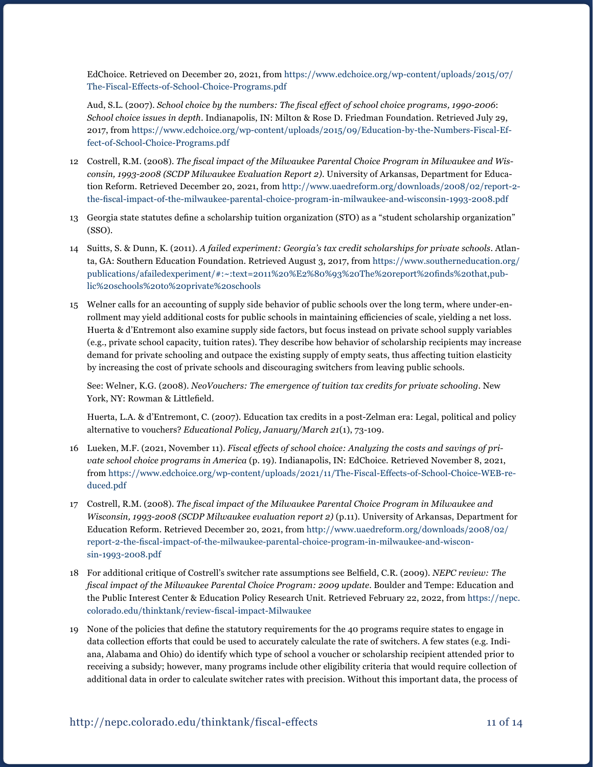EdChoice. Retrieved on December 20, 2021, from https://www.edchoice.org/wp-content/uploads/2015/07/The-Fiscal-Effects-of-School-Choice-Programs.pdf

Aud, S.L. (2007). *School choice by the numbers: The fiscal effect of school choice programs, 1990-2006*: *School choice issues in depth*. Indianapolis, IN: Milton & Rose D. Friedman Foundation. Retrieved July 29, 2017, from https://www.edchoice.org/wp-content/uploads/2015/09/Education-by-the-Numbers-Fiscal-Effect-of-School-Choice-Programs.pdf

12 Costrell, R.M. (2008). *The fiscal impact of the Milwaukee Parental Choice Program in Milwaukee and Wisconsin, 1993-2008 (SCDP Milwaukee Evaluation Report 2)*. University of Arkansas, Department for Education Reform. Retrieved December 20, 2021, from http://www.uaedreform.org/downloads/2008/02/report-2-the-fiscal-impact-of-the-milwaukee-parental-choice-program-in-milwaukee-and-wisconsin-1993-2008.pdf

13 Georgia state statutes define a scholarship tuition organization (STO) as a "student scholarship organization" (SSO).

14 Suitts, S. & Dunn, K. (2011). *A failed experiment: Georgia's tax credit scholarships for private schools*. Atlanta, GA: Southern Education Foundation. Retrieved August 3, 2017, from https://www.southerneducation.org/publications/afailedexperiment/#:~:text=2011%20%E2%80%93%20The%20report%20finds%20that,public%20schools%20to%20private%20schools

15 Welner calls for an accounting of supply side behavior of public schools over the long term, where under-enrollment may yield additional costs for public schools in maintaining efficiencies of scale, yielding a net loss. Huerta & d'Entremont also examine supply side factors, but focus instead on private school supply variables (e.g., private school capacity, tuition rates). They describe how behavior of scholarship recipients may increase demand for private schooling and outpace the existing supply of empty seats, thus affecting tuition elasticity by increasing the cost of private schools and discouraging switchers from leaving public schools.

See: Welner, K.G. (2008). *NeoVouchers: The emergence of tuition tax credits for private schooling*. New York, NY: Rowman & Littlefield.

Huerta, L.A. & d'Entremont, C. (2007). Education tax credits in a post-Zelman era: Legal, political and policy alternative to vouchers? *Educational Policy, January/March 21*(1), 73-109.

16 Lueken, M.F. (2021, November 11). *Fiscal effects of school choice: Analyzing the costs and savings of private school choice programs in America* (p. 19). Indianapolis, IN: EdChoice. Retrieved November 8, 2021, from https://www.edchoice.org/wp-content/uploads/2021/11/The-Fiscal-Effects-of-School-Choice-WEB-reduced.pdf

17 Costrell, R.M. (2008). *The fiscal impact of the Milwaukee Parental Choice Program in Milwaukee and Wisconsin, 1993-2008 (SCDP Milwaukee evaluation report 2)* (p.11). University of Arkansas, Department for Education Reform. Retrieved December 20, 2021, from http://www.uaedreform.org/downloads/2008/02/report-2-the-fiscal-impact-of-the-milwaukee-parental-choice-program-in-milwaukee-and-wisconsin-1993-2008.pdf

18 For additional critique of Costrell's switcher rate assumptions see Belfield, C.R. (2009). *NEPC review: The fiscal impact of the Milwaukee Parental Choice Program: 2009 update*. Boulder and Tempe: Education and the Public Interest Center & Education Policy Research Unit. Retrieved February 22, 2022, from https://nepc.colorado.edu/thinktank/review-fiscal-impact-Milwaukee

19 None of the policies that define the statutory requirements for the 40 programs require states to engage in data collection efforts that could be used to accurately calculate the rate of switchers. A few states (e.g. Indiana, Alabama and Ohio) do identify which type of school a voucher or scholarship recipient attended prior to receiving a subsidy; however, many programs include other eligibility criteria that would require collection of additional data in order to calculate switcher rates with precision. Without this important data, the process of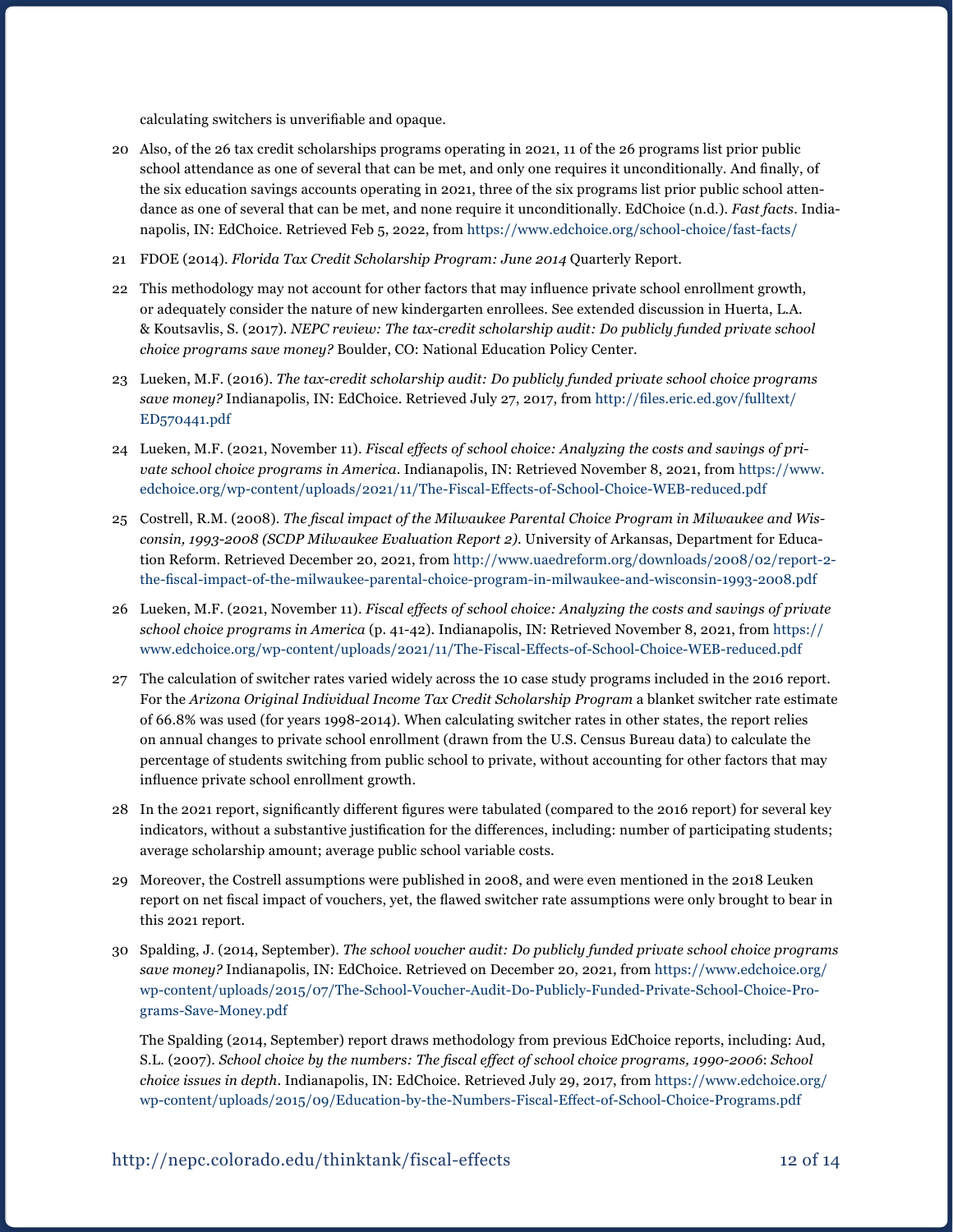calculating switchers is unverifiable and opaque.

20 Also, of the 26 tax credit scholarships programs operating in 2021, 11 of the 26 programs list prior public school attendance as one of several that can be met, and only one requires it unconditionally. And finally, of the six education savings accounts operating in 2021, three of the six programs list prior public school attendance as one of several that can be met, and none require it unconditionally. EdChoice (n.d.). *Fast facts*. Indianapolis, IN: EdChoice. Retrieved Feb 5, 2022, from https://www.edchoice.org/school-choice/fast-facts/

21 FDOE (2014). *Florida Tax Credit Scholarship Program: June 2014* Quarterly Report.

22 This methodology may not account for other factors that may influence private school enrollment growth, or adequately consider the nature of new kindergarten enrollees. See extended discussion in Huerta, L.A. & Koutsavlis, S. (2017). *NEPC review: The tax-credit scholarship audit: Do publicly funded private school choice programs save money?* Boulder, CO: National Education Policy Center.

23 Lueken, M.F. (2016). *The tax-credit scholarship audit: Do publicly funded private school choice programs save money?* Indianapolis, IN: EdChoice. Retrieved July 27, 2017, from http://files.eric.ed.gov/fulltext/ED570441.pdf

24 Lueken, M.F. (2021, November 11). *Fiscal effects of school choice: Analyzing the costs and savings of private school choice programs in America*. Indianapolis, IN: Retrieved November 8, 2021, from https://www.edchoice.org/wp-content/uploads/2021/11/The-Fiscal-Effects-of-School-Choice-WEB-reduced.pdf

25 Costrell, R.M. (2008). *The fiscal impact of the Milwaukee Parental Choice Program in Milwaukee and Wisconsin, 1993-2008 (SCDP Milwaukee Evaluation Report 2).* University of Arkansas, Department for Education Reform. Retrieved December 20, 2021, from http://www.uaedreform.org/downloads/2008/02/report-2-the-fiscal-impact-of-the-milwaukee-parental-choice-program-in-milwaukee-and-wisconsin-1993-2008.pdf

26 Lueken, M.F. (2021, November 11). *Fiscal effects of school choice: Analyzing the costs and savings of private school choice programs in America* (p. 41-42). Indianapolis, IN: Retrieved November 8, 2021, from https://www.edchoice.org/wp-content/uploads/2021/11/The-Fiscal-Effects-of-School-Choice-WEB-reduced.pdf

27 The calculation of switcher rates varied widely across the 10 case study programs included in the 2016 report. For the *Arizona Original Individual Income Tax Credit Scholarship Program* a blanket switcher rate estimate of 66.8% was used (for years 1998-2014). When calculating switcher rates in other states, the report relies on annual changes to private school enrollment (drawn from the U.S. Census Bureau data) to calculate the percentage of students switching from public school to private, without accounting for other factors that may influence private school enrollment growth.

28 In the 2021 report, significantly different figures were tabulated (compared to the 2016 report) for several key indicators, without a substantive justification for the differences, including: number of participating students; average scholarship amount; average public school variable costs.

29 Moreover, the Costrell assumptions were published in 2008, and were even mentioned in the 2018 Leuken report on net fiscal impact of vouchers, yet, the flawed switcher rate assumptions were only brought to bear in this 2021 report.

30 Spalding, J. (2014, September). *The school voucher audit: Do publicly funded private school choice programs save money?* Indianapolis, IN: EdChoice. Retrieved on December 20, 2021, from https://www.edchoice.org/wp-content/uploads/2015/07/The-School-Voucher-Audit-Do-Publicly-Funded-Private-School-Choice-Programs-Save-Money.pdf

The Spalding (2014, September) report draws methodology from previous EdChoice reports, including: Aud, S.L. (2007). *School choice by the numbers: The fiscal effect of school choice programs, 1990-2006*: *School choice issues in depth*. Indianapolis, IN: EdChoice. Retrieved July 29, 2017, from https://www.edchoice.org/wp-content/uploads/2015/09/Education-by-the-Numbers-Fiscal-Effect-of-School-Choice-Programs.pdf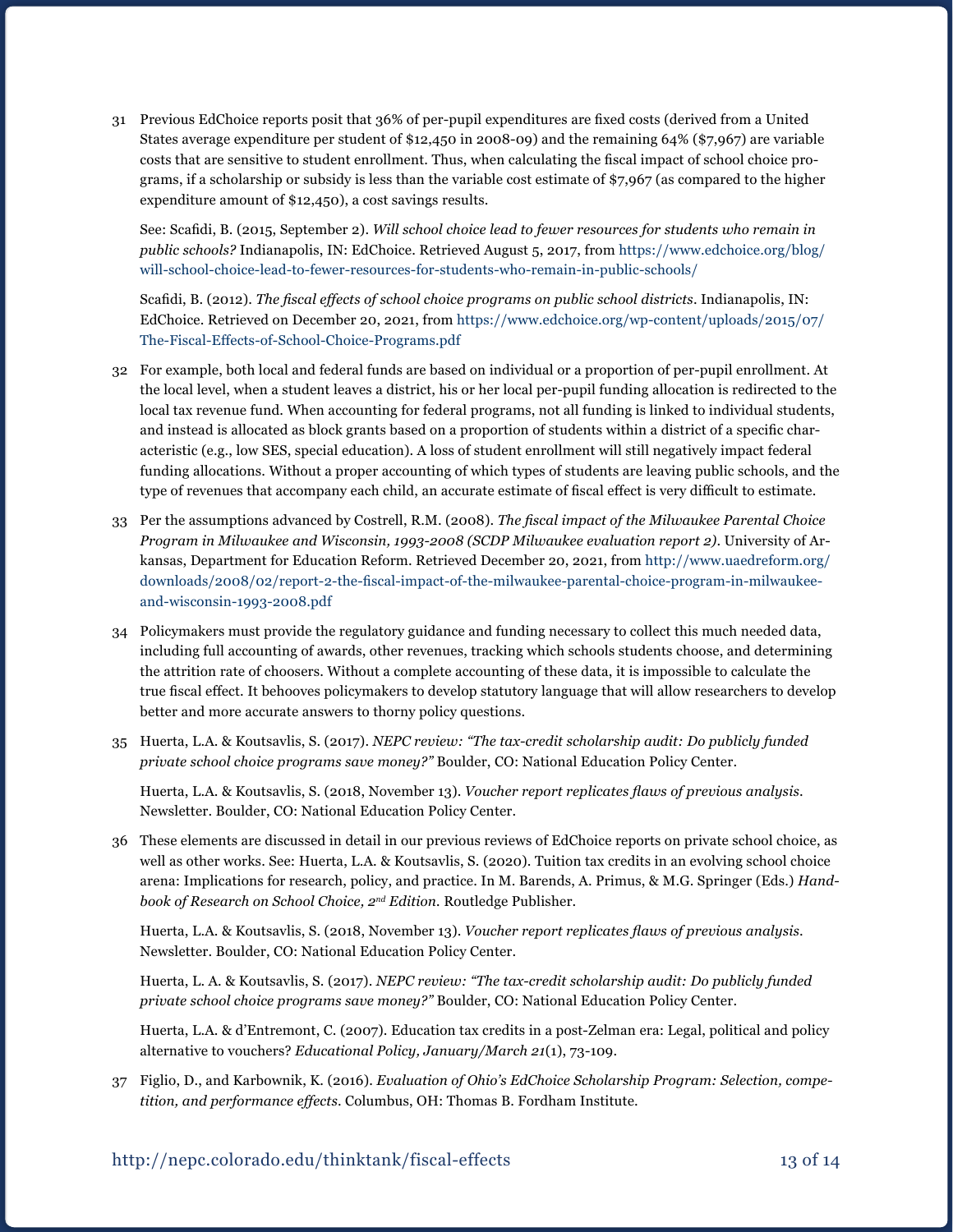31 Previous EdChoice reports posit that 36% of per-pupil expenditures are fixed costs (derived from a United States average expenditure per student of $12,450 in 2008-09) and the remaining 64% ($7,967) are variable costs that are sensitive to student enrollment. Thus, when calculating the fiscal impact of school choice programs, if a scholarship or subsidy is less than the variable cost estimate of $7,967 (as compared to the higher expenditure amount of $12,450), a cost savings results.

See: Scafidi, B. (2015, September 2). *Will school choice lead to fewer resources for students who remain in public schools?* Indianapolis, IN: EdChoice. Retrieved August 5, 2017, from https://www.edchoice.org/blog/will-school-choice-lead-to-fewer-resources-for-students-who-remain-in-public-schools/

Scafidi, B. (2012). *The fiscal effects of school choice programs on public school districts*. Indianapolis, IN: EdChoice. Retrieved on December 20, 2021, from https://www.edchoice.org/wp-content/uploads/2015/07/The-Fiscal-Effects-of-School-Choice-Programs.pdf

32 For example, both local and federal funds are based on individual or a proportion of per-pupil enrollment. At the local level, when a student leaves a district, his or her local per-pupil funding allocation is redirected to the local tax revenue fund. When accounting for federal programs, not all funding is linked to individual students, and instead is allocated as block grants based on a proportion of students within a district of a specific characteristic (e.g., low SES, special education). A loss of student enrollment will still negatively impact federal funding allocations. Without a proper accounting of which types of students are leaving public schools, and the type of revenues that accompany each child, an accurate estimate of fiscal effect is very difficult to estimate.

33 Per the assumptions advanced by Costrell, R.M. (2008). *The fiscal impact of the Milwaukee Parental Choice Program in Milwaukee and Wisconsin, 1993-2008 (SCDP Milwaukee evaluation report 2)*. University of Arkansas, Department for Education Reform. Retrieved December 20, 2021, from http://www.uaedreform.org/downloads/2008/02/report-2-the-fiscal-impact-of-the-milwaukee-parental-choice-program-in-milwaukee-and-wisconsin-1993-2008.pdf

34 Policymakers must provide the regulatory guidance and funding necessary to collect this much needed data, including full accounting of awards, other revenues, tracking which schools students choose, and determining the attrition rate of choosers. Without a complete accounting of these data, it is impossible to calculate the true fiscal effect. It behooves policymakers to develop statutory language that will allow researchers to develop better and more accurate answers to thorny policy questions.

35 Huerta, L.A. & Koutsavlis, S. (2017). *NEPC review: "The tax-credit scholarship audit: Do publicly funded private school choice programs save money?"* Boulder, CO: National Education Policy Center.

Huerta, L.A. & Koutsavlis, S. (2018, November 13). *Voucher report replicates flaws of previous analysis*. Newsletter. Boulder, CO: National Education Policy Center.

36 These elements are discussed in detail in our previous reviews of EdChoice reports on private school choice, as well as other works. See: Huerta, L.A. & Koutsavlis, S. (2020). Tuition tax credits in an evolving school choice arena: Implications for research, policy, and practice. In M. Barends, A. Primus, & M.G. Springer (Eds.) *Handbook of Research on School Choice, 2nd Edition*. Routledge Publisher.

Huerta, L.A. & Koutsavlis, S. (2018, November 13). *Voucher report replicates flaws of previous analysis*. Newsletter. Boulder, CO: National Education Policy Center.

Huerta, L. A. & Koutsavlis, S. (2017). *NEPC review: "The tax-credit scholarship audit: Do publicly funded private school choice programs save money?"* Boulder, CO: National Education Policy Center.

Huerta, L.A. & d'Entremont, C. (2007). Education tax credits in a post-Zelman era: Legal, political and policy alternative to vouchers? *Educational Policy, January/March 21*(1), 73-109.

37 Figlio, D., and Karbownik, K. (2016). *Evaluation of Ohio's EdChoice Scholarship Program: Selection, competition, and performance effects*. Columbus, OH: Thomas B. Fordham Institute.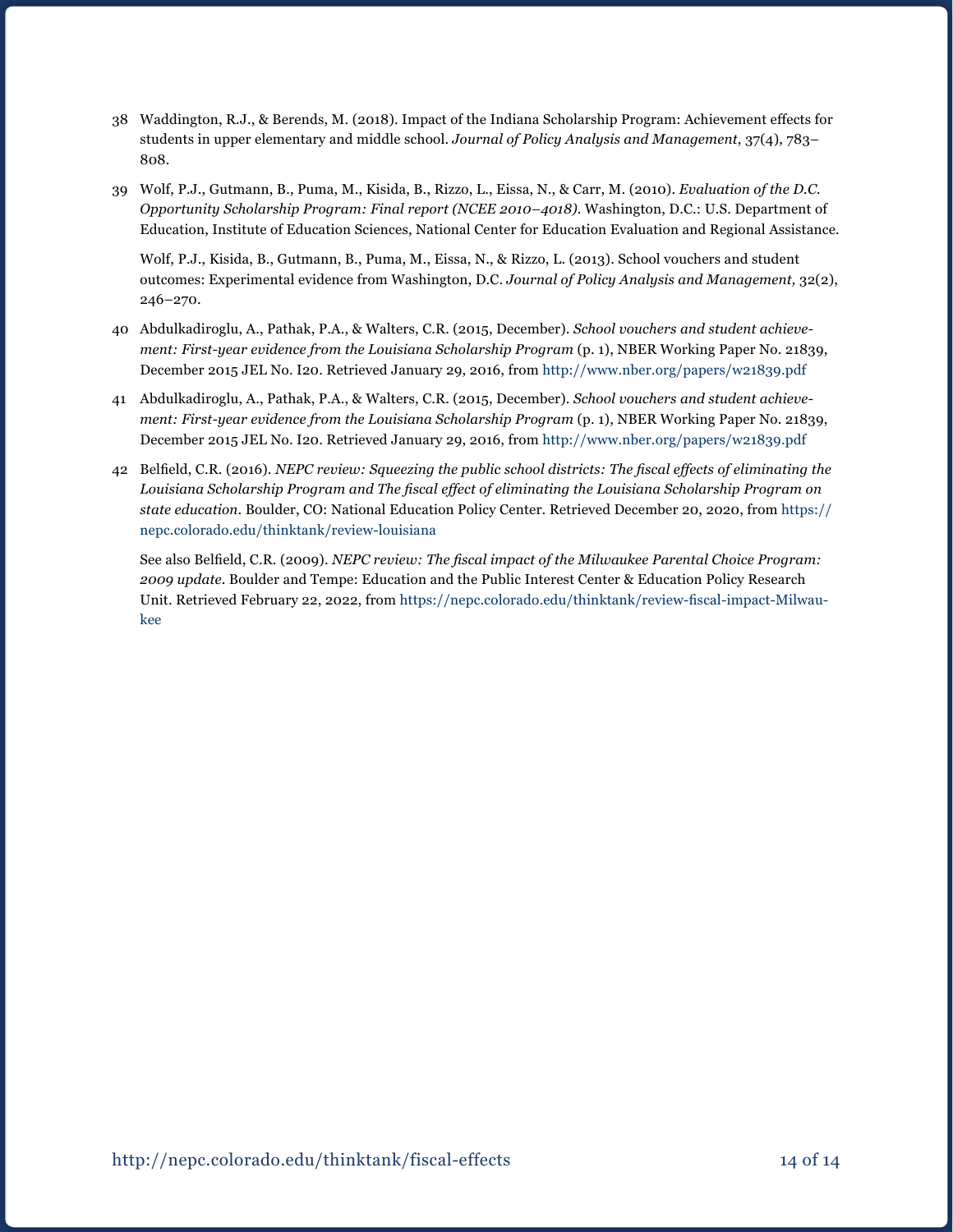38 Waddington, R.J., & Berends, M. (2018). Impact of the Indiana Scholarship Program: Achievement effects for students in upper elementary and middle school. *Journal of Policy Analysis and Management*, 37(4), 783–808.

39 Wolf, P.J., Gutmann, B., Puma, M., Kisida, B., Rizzo, L., Eissa, N., & Carr, M. (2010). *Evaluation of the D.C. Opportunity Scholarship Program: Final report (NCEE 2010–4018)*. Washington, D.C.: U.S. Department of Education, Institute of Education Sciences, National Center for Education Evaluation and Regional Assistance.

Wolf, P.J., Kisida, B., Gutmann, B., Puma, M., Eissa, N., & Rizzo, L. (2013). School vouchers and student outcomes: Experimental evidence from Washington, D.C. *Journal of Policy Analysis and Management,* 32(2), 246–270.

40 Abdulkadiroglu, A., Pathak, P.A., & Walters, C.R. (2015, December). *School vouchers and student achievement: First-year evidence from the Louisiana Scholarship Program* (p. 1), NBER Working Paper No. 21839, December 2015 JEL No. I20. Retrieved January 29, 2016, from http://www.nber.org/papers/w21839.pdf

41 Abdulkadiroglu, A., Pathak, P.A., & Walters, C.R. (2015, December). *School vouchers and student achievement: First-year evidence from the Louisiana Scholarship Program* (p. 1), NBER Working Paper No. 21839, December 2015 JEL No. I20. Retrieved January 29, 2016, from http://www.nber.org/papers/w21839.pdf

42 Belfield, C.R. (2016). *NEPC review: Squeezing the public school districts: The fiscal effects of eliminating the Louisiana Scholarship Program and The fiscal effect of eliminating the Louisiana Scholarship Program on state education*. Boulder, CO: National Education Policy Center. Retrieved December 20, 2020, from https://nepc.colorado.edu/thinktank/review-louisiana

See also Belfield, C.R. (2009). *NEPC review: The fiscal impact of the Milwaukee Parental Choice Program: 2009 update*. Boulder and Tempe: Education and the Public Interest Center & Education Policy Research Unit. Retrieved February 22, 2022, from https://nepc.colorado.edu/thinktank/review-fiscal-impact-Milwaukee